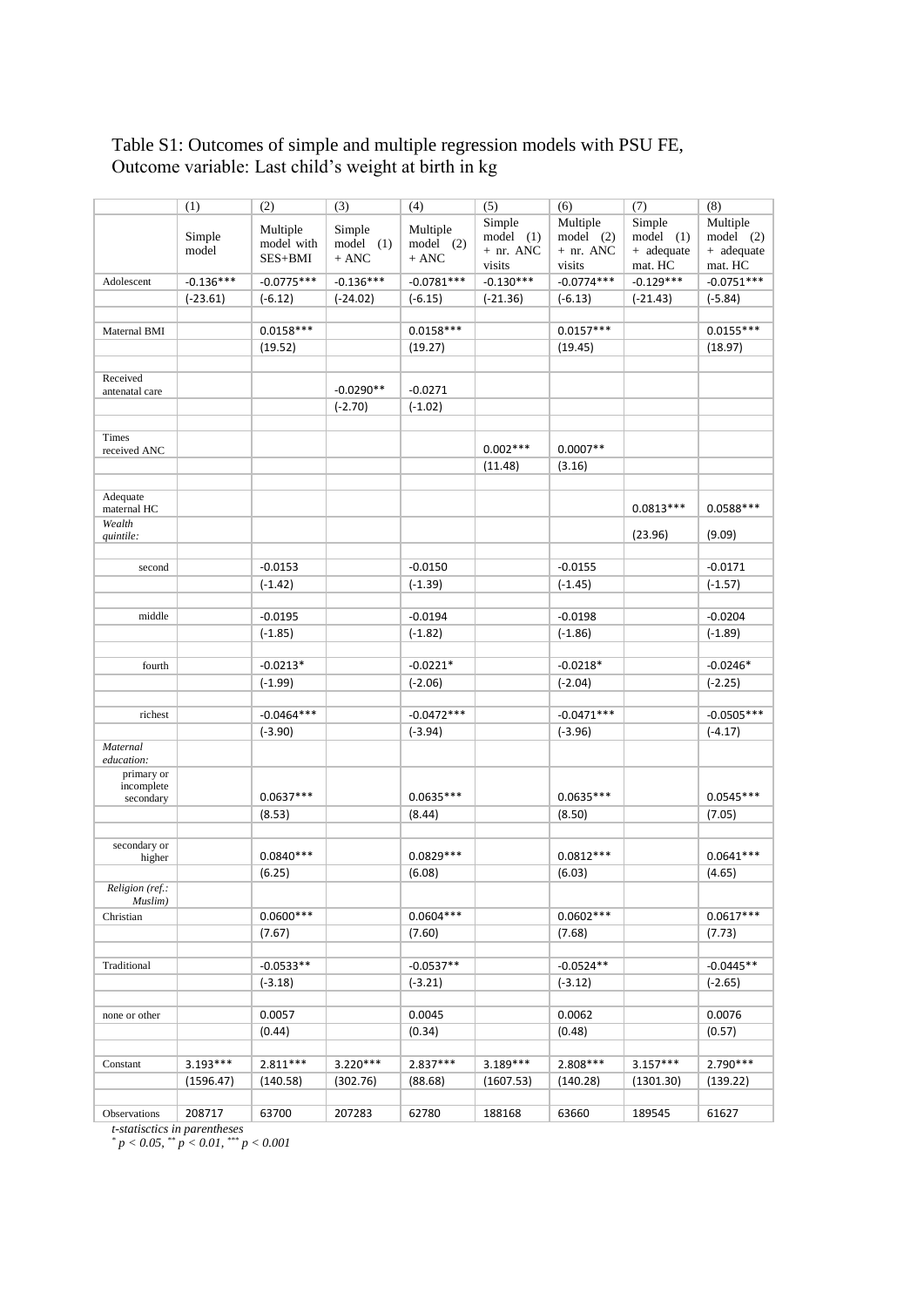Table S1: Outcomes of simple and multiple regression models with PSU FE, Outcome variable: Last child's weight at birth in kg

| | (1) | (2) | (3) | (4) | (5) | (6) | (7) | (8) |
|---|---|---|---|---|---|---|---|---|
| | Simple model | Multiple model with SES+BMI | Simple model (1) + ANC | Multiple model (2) + ANC | Simple model (1) + nr. ANC visits | Multiple model (2) + nr. ANC visits | Simple model (1) + adequate mat. HC | Multiple model (2) + adequate mat. HC |
| Adolescent | -0.136*** | -0.0775*** | -0.136*** | -0.0781*** | -0.130*** | -0.0774*** | -0.129*** | -0.0751*** |
| | (-23.61) | (-6.12) | (-24.02) | (-6.15) | (-21.36) | (-6.13) | (-21.43) | (-5.84) |
| Maternal BMI | | 0.0158*** | | 0.0158*** | | 0.0157*** | | 0.0155*** |
| | | (19.52) | | (19.27) | | (19.45) | | (18.97) |
| Received antenatal care | | | -0.0290** | -0.0271 | | | | |
| | | | (-2.70) | (-1.02) | | | | |
| Times received ANC | | | | | 0.002*** | 0.0007** | | |
| | | | | | (11.48) | (3.16) | | |
| Adequate maternal HC | | | | | | | 0.0813*** | 0.0588*** |
| *Wealth quintile:* | | | | | | | (23.96) | (9.09) |
| second | | -0.0153 | | -0.0150 | | -0.0155 | | -0.0171 |
| | | (-1.42) | | (-1.39) | | (-1.45) | | (-1.57) |
| middle | | -0.0195 | | -0.0194 | | -0.0198 | | -0.0204 |
| | | (-1.85) | | (-1.82) | | (-1.86) | | (-1.89) |
| fourth | | -0.0213* | | -0.0221* | | -0.0218* | | -0.0246* |
| | | (-1.99) | | (-2.06) | | (-2.04) | | (-2.25) |
| richest | | -0.0464*** | | -0.0472*** | | -0.0471*** | | -0.0505*** |
| | | (-3.90) | | (-3.94) | | (-3.96) | | (-4.17) |
| *Maternal education:* | | | | | | | | |
| primary or incomplete secondary | | 0.0637*** | | 0.0635*** | | 0.0635*** | | 0.0545*** |
| | | (8.53) | | (8.44) | | (8.50) | | (7.05) |
| secondary or higher | | 0.0840*** | | 0.0829*** | | 0.0812*** | | 0.0641*** |
| | | (6.25) | | (6.08) | | (6.03) | | (4.65) |
| *Religion (ref.: Muslim)* | | | | | | | | |
| Christian | | 0.0600*** | | 0.0604*** | | 0.0602*** | | 0.0617*** |
| | | (7.67) | | (7.60) | | (7.68) | | (7.73) |
| Traditional | | -0.0533** | | -0.0537** | | -0.0524** | | -0.0445** |
| | | (-3.18) | | (-3.21) | | (-3.12) | | (-2.65) |
| none or other | | 0.0057 | | 0.0045 | | 0.0062 | | 0.0076 |
| | | (0.44) | | (0.34) | | (0.48) | | (0.57) |
| Constant | 3.193*** | 2.811*** | 3.220*** | 2.837*** | 3.189*** | 2.808*** | 3.157*** | 2.790*** |
| | (1596.47) | (140.58) | (302.76) | (88.68) | (1607.53) | (140.28) | (1301.30) | (139.22) |
| Observations | 208717 | 63700 | 207283 | 62780 | 188168 | 63660 | 189545 | 61627 |

*t-statisctics in parentheses*

$^{*}$ $p < 0.05$, $^{**}$ $p < 0.01$, $^{***}$ $p < 0.001$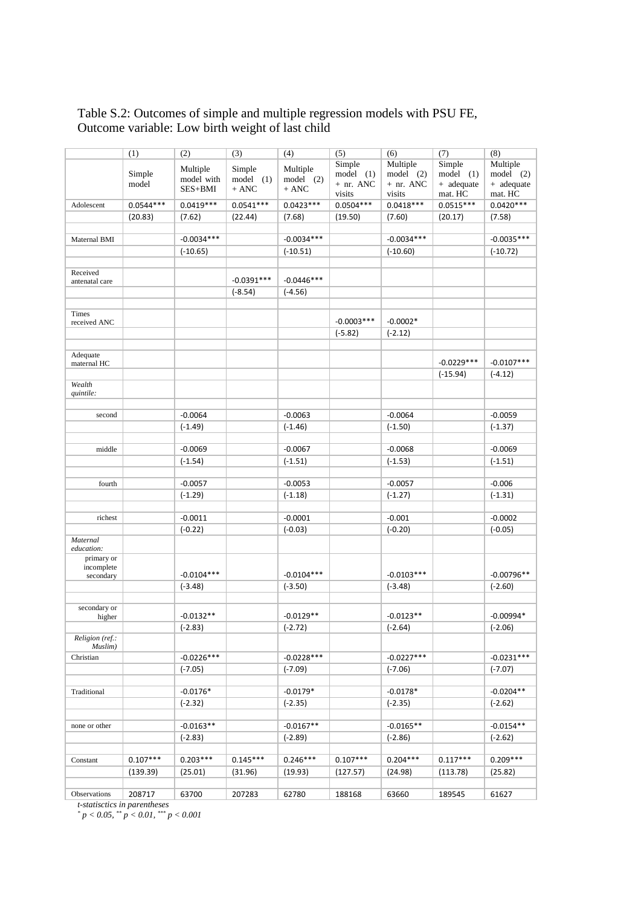Table S.2: Outcomes of simple and multiple regression models with PSU FE, Outcome variable: Low birth weight of last child

| | (1) | (2) | (3) | (4) | (5) | (6) | (7) | (8) |
|---|---|---|---|---|---|---|---|---|
| | Simple model | Multiple model with SES+BMI | Simple model (1) + ANC | Multiple model (2) + ANC | Simple model (1) + nr. ANC visits | Multiple model (2) + nr. ANC visits | Simple model (1) + adequate mat. HC | Multiple model (2) + adequate mat. HC |
| Adolescent | 0.0544*** | 0.0419*** | 0.0541*** | 0.0423*** | 0.0504*** | 0.0418*** | 0.0515*** | 0.0420*** |
| | (20.83) | (7.62) | (22.44) | (7.68) | (19.50) | (7.60) | (20.17) | (7.58) |
| | | | | | | | | |
| Maternal BMI | | -0.0034*** | | -0.0034*** | | -0.0034*** | | -0.0035*** |
| | | (-10.65) | | (-10.51) | | (-10.60) | | (-10.72) |
| | | | | | | | | |
| Received antenatal care | | | -0.0391*** | -0.0446*** | | | | |
| | | | (-8.54) | (-4.56) | | | | |
| | | | | | | | | |
| Times received ANC | | | | | -0.0003*** | -0.0002* | | |
| | | | | | (-5.82) | (-2.12) | | |
| | | | | | | | | |
| Adequate maternal HC | | | | | | | -0.0229*** | -0.0107*** |
| | | | | | | | (-15.94) | (-4.12) |
| *Wealth quintile:* | | | | | | | | |
| | | | | | | | | |
| second | | -0.0064 | | -0.0063 | | -0.0064 | | -0.0059 |
| | | (-1.49) | | (-1.46) | | (-1.50) | | (-1.37) |
| | | | | | | | | |
| middle | | -0.0069 | | -0.0067 | | -0.0068 | | -0.0069 |
| | | (-1.54) | | (-1.51) | | (-1.53) | | (-1.51) |
| | | | | | | | | |
| fourth | | -0.0057 | | -0.0053 | | -0.0057 | | -0.006 |
| | | (-1.29) | | (-1.18) | | (-1.27) | | (-1.31) |
| | | | | | | | | |
| richest | | -0.0011 | | -0.0001 | | -0.001 | | -0.0002 |
| | | (-0.22) | | (-0.03) | | (-0.20) | | (-0.05) |
| *Maternal education:* | | | | | | | | |
| primary or incomplete secondary | | -0.0104*** | | -0.0104*** | | -0.0103*** | | -0.00796** |
| | | (-3.48) | | (-3.50) | | (-3.48) | | (-2.60) |
| | | | | | | | | |
| secondary or higher | | -0.0132** | | -0.0129** | | -0.0123** | | -0.00994* |
| | | (-2.83) | | (-2.72) | | (-2.64) | | (-2.06) |
| *Religion (ref.: Muslim)* | | | | | | | | |
| Christian | | -0.0226*** | | -0.0228*** | | -0.0227*** | | -0.0231*** |
| | | (-7.05) | | (-7.09) | | (-7.06) | | (-7.07) |
| | | | | | | | | |
| Traditional | | -0.0176* | | -0.0179* | | -0.0178* | | -0.0204** |
| | | (-2.32) | | (-2.35) | | (-2.35) | | (-2.62) |
| | | | | | | | | |
| none or other | | -0.0163** | | -0.0167** | | -0.0165** | | -0.0154** |
| | | (-2.83) | | (-2.89) | | (-2.86) | | (-2.62) |
| | | | | | | | | |
| Constant | 0.107*** | 0.203*** | 0.145*** | 0.246*** | 0.107*** | 0.204*** | 0.117*** | 0.209*** |
| | (139.39) | (25.01) | (31.96) | (19.93) | (127.57) | (24.98) | (113.78) | (25.82) |
| | | | | | | | | |
| Observations | 208717 | 63700 | 207283 | 62780 | 188168 | 63660 | 189545 | 61627 |

*t-statisctics in parentheses*

* $p < 0.05$, ** $p < 0.01$, *** $p < 0.001$